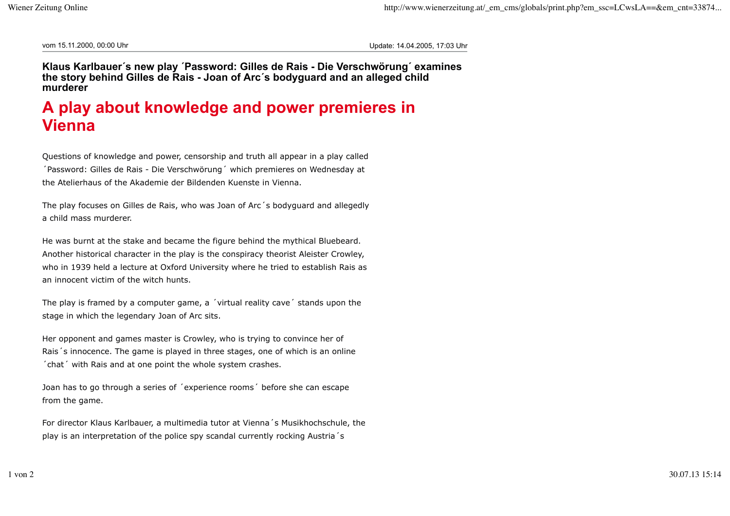vom 15.11.2000, 00:00 Uhr

Update: 14.04.2005, 17:03 Uhr

**Klaus Karlbauer´s new play ´Password: Gilles de Rais - Die Verschwörung´ examines the story behind Gilles de Rais - Joan of Arc´s bodyguard and an alleged child murderer**

# A play about knowledge and power premieres in Vienna

Questions of knowledge and power, censorship and truth all appear in a play called ´Password: Gilles de Rais - Die Verschwörung´ which premieres on Wednesday at the Atelierhaus of the Akademie der Bildenden Kuenste in Vienna.

The play focuses on Gilles de Rais, who was Joan of Arc´s bodyguard and allegedly a child mass murderer.

He was burnt at the stake and became the figure behind the mythical Bluebeard. Another historical character in the play is the conspiracy theorist Aleister Crowley, who in 1939 held a lecture at Oxford University where he tried to establish Rais as an innocent victim of the witch hunts.

The play is framed by a computer game, a ´virtual reality cave´ stands upon the stage in which the legendary Joan of Arc sits.

Her opponent and games master is Crowley, who is trying to convince her of Rais´s innocence. The game is played in three stages, one of which is an online ´chat´ with Rais and at one point the whole system crashes.

Joan has to go through a series of ´experience rooms´ before she can escape from the game.

For director Klaus Karlbauer, a multimedia tutor at Vienna´s Musikhochschule, the play is an interpretation of the police spy scandal currently rocking Austria´s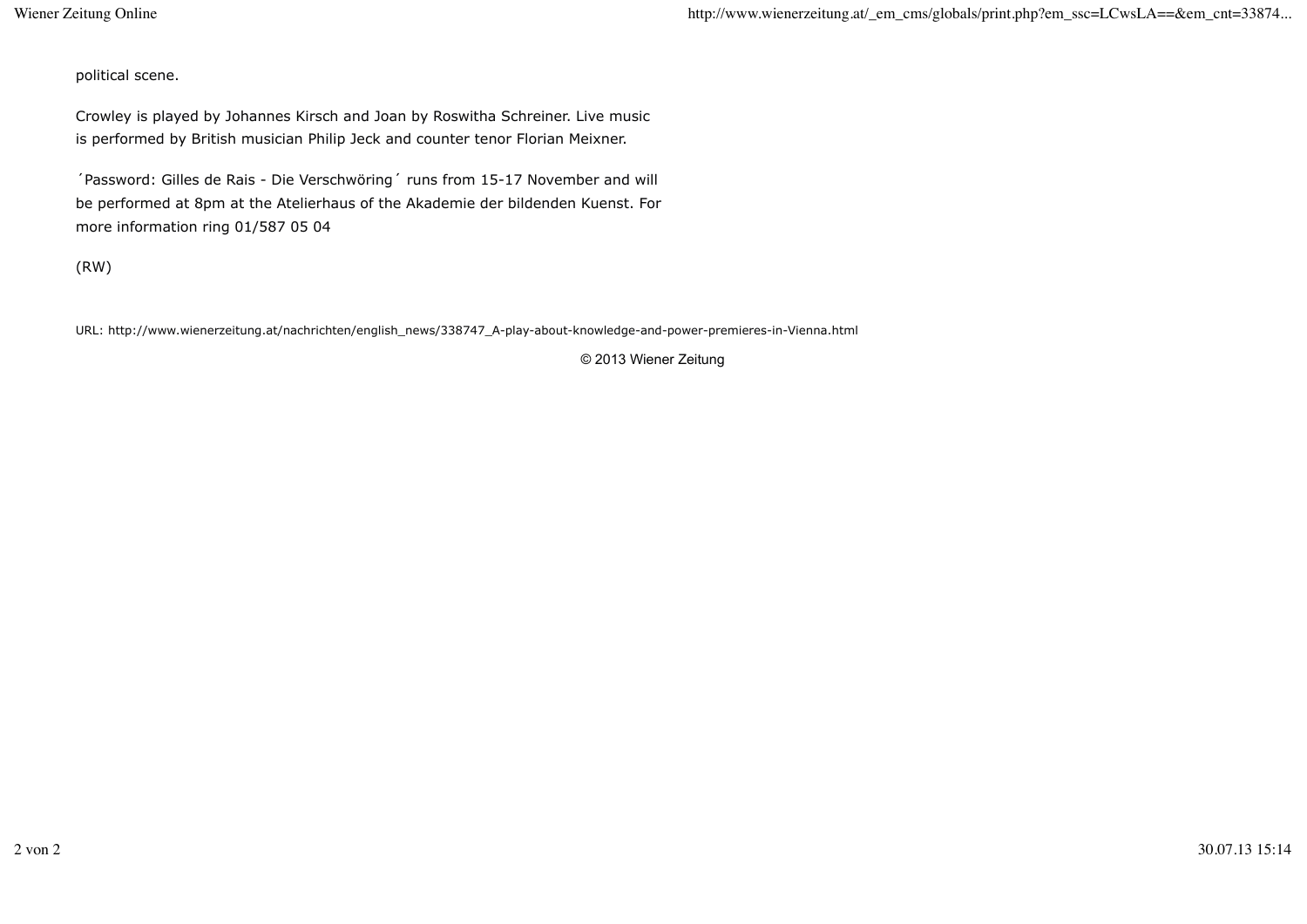political scene.

Crowley is played by Johannes Kirsch and Joan by Roswitha Schreiner. Live music is performed by British musician Philip Jeck and counter tenor Florian Meixner.

´Password: Gilles de Rais - Die Verschwöring´ runs from 15-17 November and will be performed at 8pm at the Atelierhaus of the Akademie der bildenden Kuenst. For more information ring 01/587 05 04

(RW)

URL: http://www.wienerzeitung.at/nachrichten/english_news/338747_A-play-about-knowledge-and-power-premieres-in-Vienna.html

© 2013 Wiener Zeitung